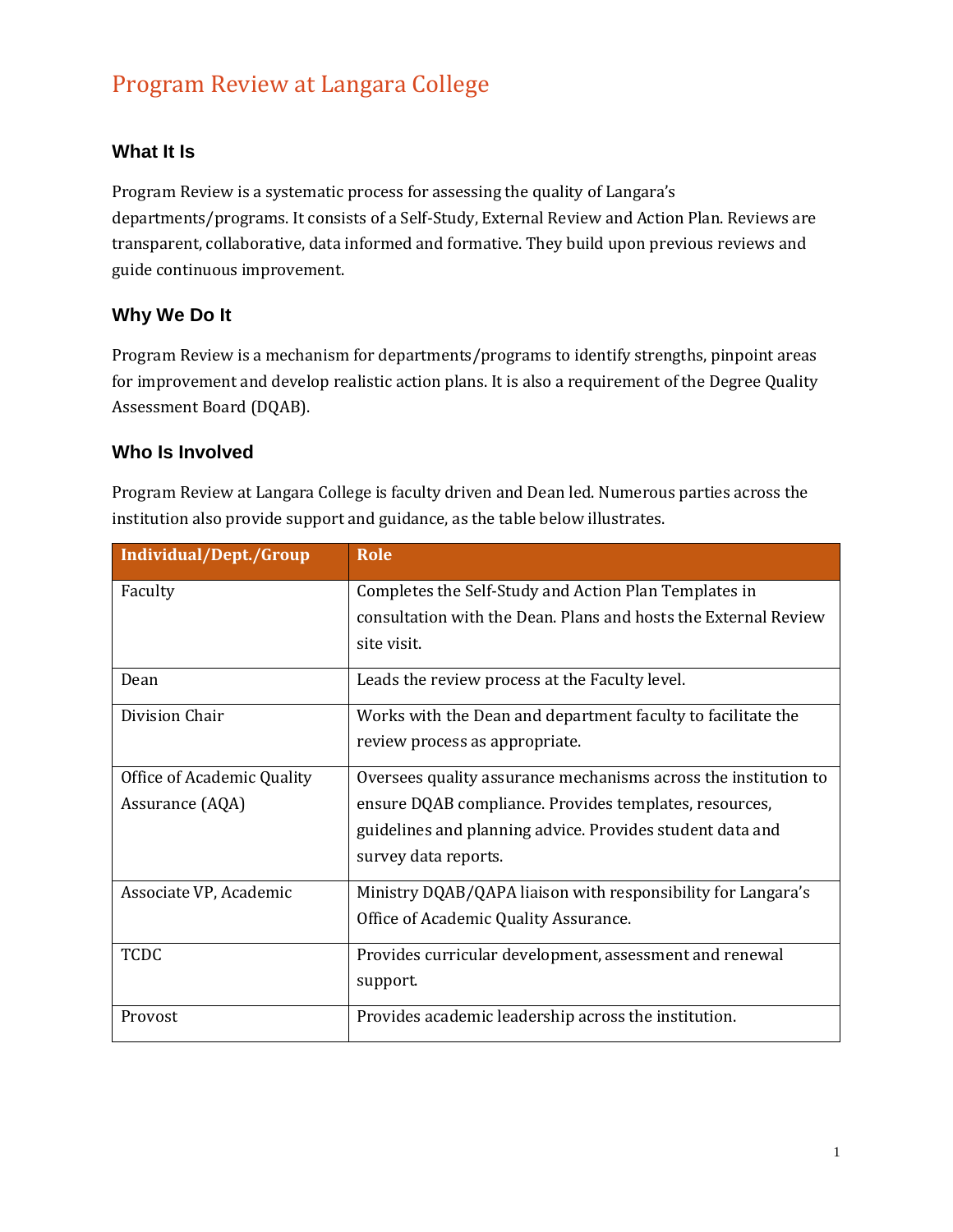# Program Review at Langara College

## What It Is

Program Review is a systematic process for assessing the quality of Langara's departments/programs. It consists of a Self-Study, External Review and Action Plan. Reviews are transparent, collaborative, data informed and formative. They build upon previous reviews and guide continuous improvement.

## Why We Do It

Program Review is a mechanism for departments/programs to identify strengths, pinpoint areas for improvement and develop realistic action plans. It is also a requirement of the Degree Quality Assessment Board (DQAB).

## Who Is Involved

Program Review at Langara College is faculty driven and Dean led. Numerous parties across the institution also provide support and guidance, as the table below illustrates.

| Individual/Dept./Group | Role |
|---|---|
| Faculty | Completes the Self-Study and Action Plan Templates in consultation with the Dean. Plans and hosts the External Review site visit. |
| Dean | Leads the review process at the Faculty level. |
| Division Chair | Works with the Dean and department faculty to facilitate the review process as appropriate. |
| Office of Academic Quality Assurance (AQA) | Oversees quality assurance mechanisms across the institution to ensure DQAB compliance. Provides templates, resources, guidelines and planning advice. Provides student data and survey data reports. |
| Associate VP, Academic | Ministry DQAB/QAPA liaison with responsibility for Langara's Office of Academic Quality Assurance. |
| TCDC | Provides curricular development, assessment and renewal support. |
| Provost | Provides academic leadership across the institution. |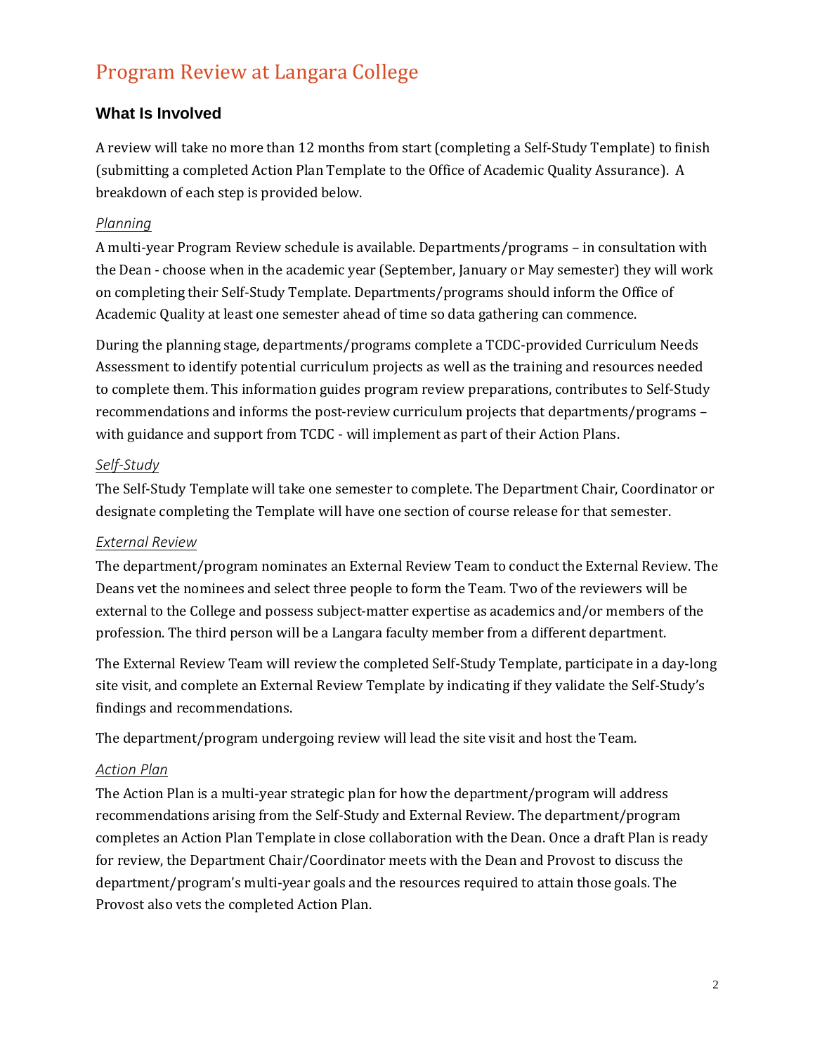# Program Review at Langara College

## What Is Involved

A review will take no more than 12 months from start (completing a Self-Study Template) to finish (submitting a completed Action Plan Template to the Office of Academic Quality Assurance). A breakdown of each step is provided below.

### *Planning*

A multi-year Program Review schedule is available. Departments/programs – in consultation with the Dean - choose when in the academic year (September, January or May semester) they will work on completing their Self-Study Template. Departments/programs should inform the Office of Academic Quality at least one semester ahead of time so data gathering can commence.

During the planning stage, departments/programs complete a TCDC-provided Curriculum Needs Assessment to identify potential curriculum projects as well as the training and resources needed to complete them. This information guides program review preparations, contributes to Self-Study recommendations and informs the post-review curriculum projects that departments/programs – with guidance and support from TCDC - will implement as part of their Action Plans.

### *Self-Study*

The Self-Study Template will take one semester to complete. The Department Chair, Coordinator or designate completing the Template will have one section of course release for that semester.

### *External Review*

The department/program nominates an External Review Team to conduct the External Review. The Deans vet the nominees and select three people to form the Team. Two of the reviewers will be external to the College and possess subject-matter expertise as academics and/or members of the profession. The third person will be a Langara faculty member from a different department.

The External Review Team will review the completed Self-Study Template, participate in a day-long site visit, and complete an External Review Template by indicating if they validate the Self-Study's findings and recommendations.

The department/program undergoing review will lead the site visit and host the Team.

### *Action Plan*

The Action Plan is a multi-year strategic plan for how the department/program will address recommendations arising from the Self-Study and External Review. The department/program completes an Action Plan Template in close collaboration with the Dean. Once a draft Plan is ready for review, the Department Chair/Coordinator meets with the Dean and Provost to discuss the department/program's multi-year goals and the resources required to attain those goals. The Provost also vets the completed Action Plan.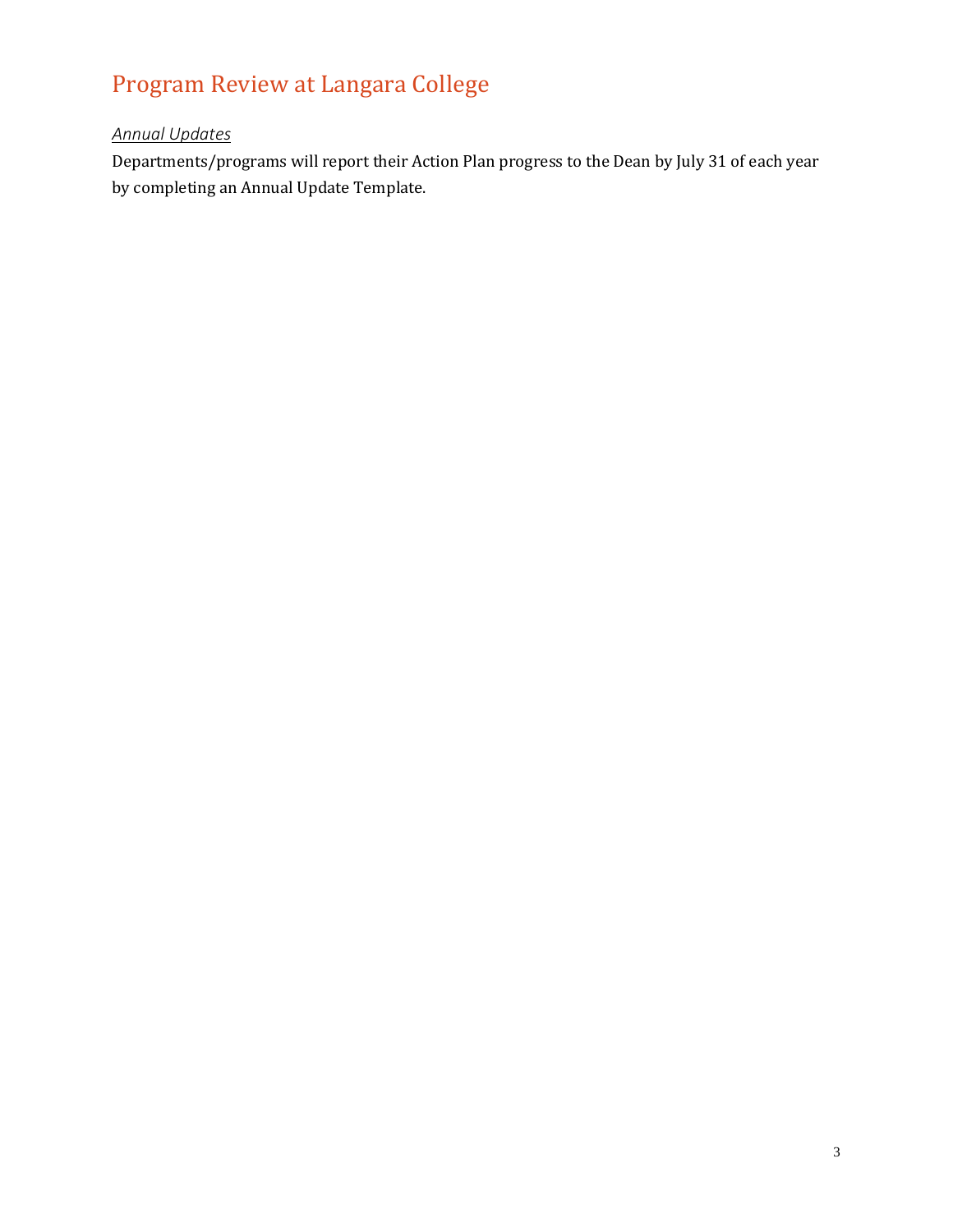# Program Review at Langara College

*Annual Updates*

Departments/programs will report their Action Plan progress to the Dean by July 31 of each year by completing an Annual Update Template.